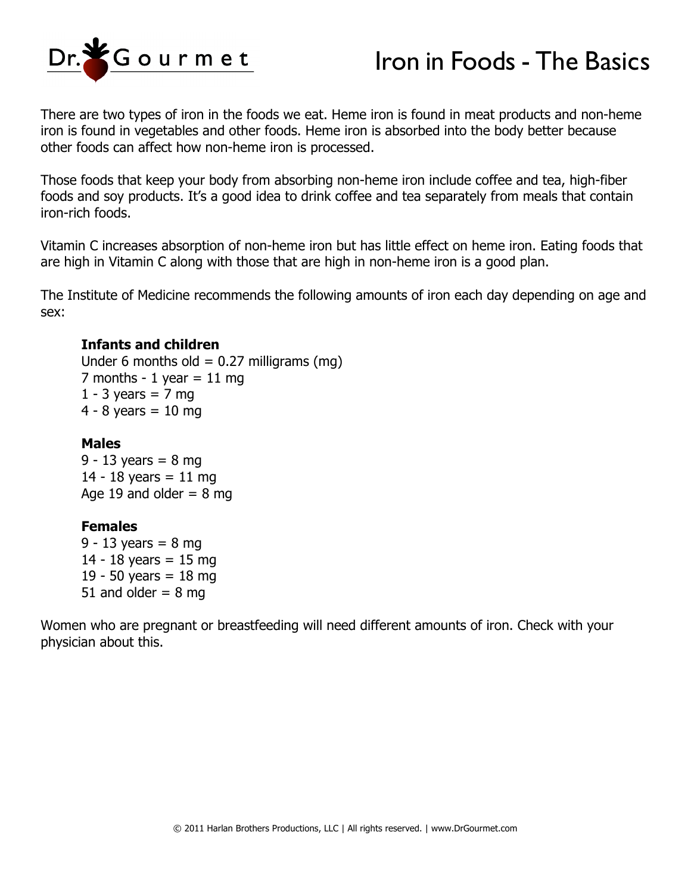# Iron in Foods - The Basics

There are two types of iron in the foods we eat. Heme iron is found in meat products and non-heme iron is found in vegetables and other foods. Heme iron is absorbed into the body better because other foods can affect how non-heme iron is processed.

Those foods that keep your body from absorbing non-heme iron include coffee and tea, high-fiber foods and soy products. It's a good idea to drink coffee and tea separately from meals that contain iron-rich foods.

Vitamin C increases absorption of non-heme iron but has little effect on heme iron. Eating foods that are high in Vitamin C along with those that are high in non-heme iron is a good plan.

The Institute of Medicine recommends the following amounts of iron each day depending on age and sex:

**Infants and children**
Under 6 months old = 0.27 milligrams (mg)
7 months - 1 year = 11 mg
1 - 3 years = 7 mg
4 - 8 years = 10 mg

**Males**
9 - 13 years = 8 mg
14 - 18 years = 11 mg
Age 19 and older = 8 mg

**Females**
9 - 13 years = 8 mg
14 - 18 years = 15 mg
19 - 50 years = 18 mg
51 and older = 8 mg

Women who are pregnant or breastfeeding will need different amounts of iron. Check with your physician about this.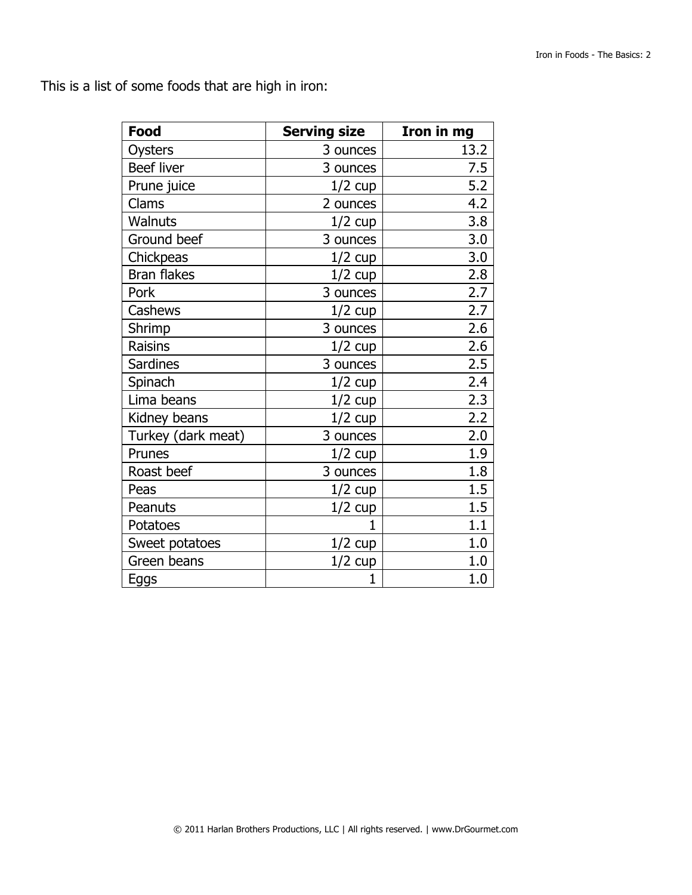This is a list of some foods that are high in iron:

| **Food** | **Serving size** | **Iron in mg** |
|---|---:|---:|
| Oysters | 3 ounces | 13.2 |
| Beef liver | 3 ounces | 7.5 |
| Prune juice | 1/2 cup | 5.2 |
| Clams | 2 ounces | 4.2 |
| Walnuts | 1/2 cup | 3.8 |
| Ground beef | 3 ounces | 3.0 |
| Chickpeas | 1/2 cup | 3.0 |
| Bran flakes | 1/2 cup | 2.8 |
| Pork | 3 ounces | 2.7 |
| Cashews | 1/2 cup | 2.7 |
| Shrimp | 3 ounces | 2.6 |
| Raisins | 1/2 cup | 2.6 |
| Sardines | 3 ounces | 2.5 |
| Spinach | 1/2 cup | 2.4 |
| Lima beans | 1/2 cup | 2.3 |
| Kidney beans | 1/2 cup | 2.2 |
| Turkey (dark meat) | 3 ounces | 2.0 |
| Prunes | 1/2 cup | 1.9 |
| Roast beef | 3 ounces | 1.8 |
| Peas | 1/2 cup | 1.5 |
| Peanuts | 1/2 cup | 1.5 |
| Potatoes | 1 | 1.1 |
| Sweet potatoes | 1/2 cup | 1.0 |
| Green beans | 1/2 cup | 1.0 |
| Eggs | 1 | 1.0 |

© 2011 Harlan Brothers Productions, LLC | All rights reserved. | www.DrGourmet.com